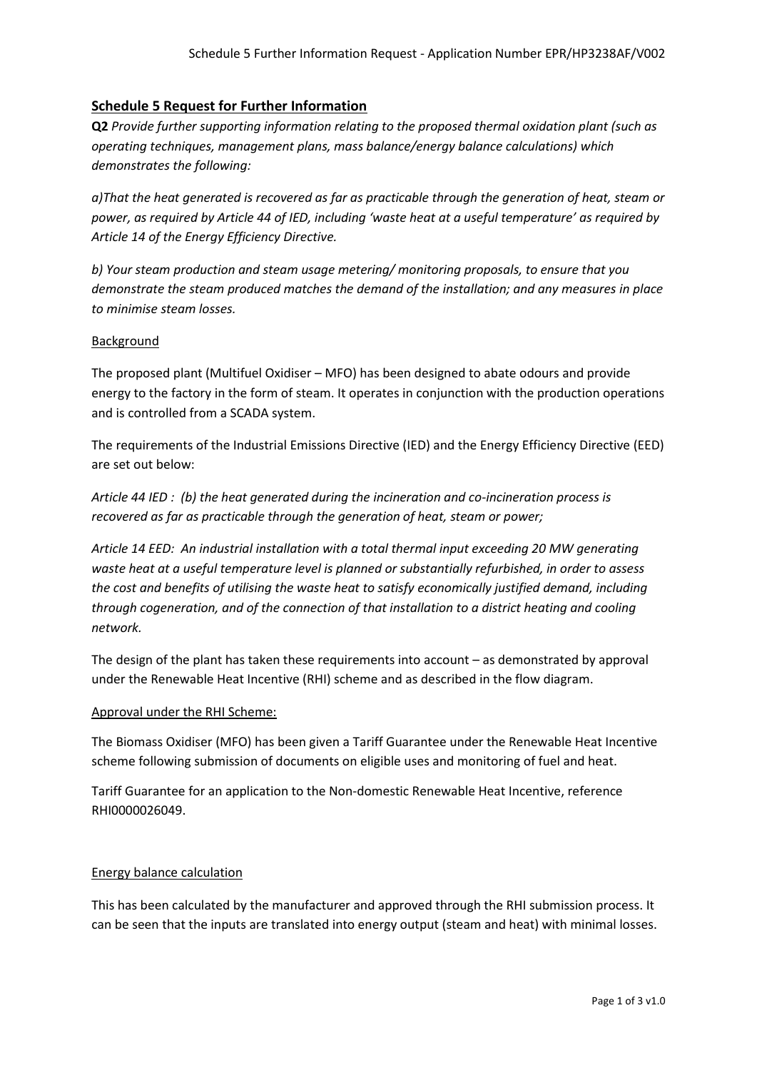## Schedule 5 Request for Further Information

**Q2** *Provide further supporting information relating to the proposed thermal oxidation plant (such as operating techniques, management plans, mass balance/energy balance calculations) which demonstrates the following:*

*a)That the heat generated is recovered as far as practicable through the generation of heat, steam or power, as required by Article 44 of IED, including 'waste heat at a useful temperature' as required by Article 14 of the Energy Efficiency Directive.*

*b) Your steam production and steam usage metering/ monitoring proposals, to ensure that you demonstrate the steam produced matches the demand of the installation; and any measures in place to minimise steam losses.*

### Background

The proposed plant (Multifuel Oxidiser – MFO) has been designed to abate odours and provide energy to the factory in the form of steam. It operates in conjunction with the production operations and is controlled from a SCADA system.

The requirements of the Industrial Emissions Directive (IED) and the Energy Efficiency Directive (EED) are set out below:

*Article 44 IED : (b) the heat generated during the incineration and co-incineration process is recovered as far as practicable through the generation of heat, steam or power;*

*Article 14 EED: An industrial installation with a total thermal input exceeding 20 MW generating waste heat at a useful temperature level is planned or substantially refurbished, in order to assess the cost and benefits of utilising the waste heat to satisfy economically justified demand, including through cogeneration, and of the connection of that installation to a district heating and cooling network.*

The design of the plant has taken these requirements into account – as demonstrated by approval under the Renewable Heat Incentive (RHI) scheme and as described in the flow diagram.

### Approval under the RHI Scheme:

The Biomass Oxidiser (MFO) has been given a Tariff Guarantee under the Renewable Heat Incentive scheme following submission of documents on eligible uses and monitoring of fuel and heat.

Tariff Guarantee for an application to the Non-domestic Renewable Heat Incentive, reference RHI0000026049.

### Energy balance calculation

This has been calculated by the manufacturer and approved through the RHI submission process. It can be seen that the inputs are translated into energy output (steam and heat) with minimal losses.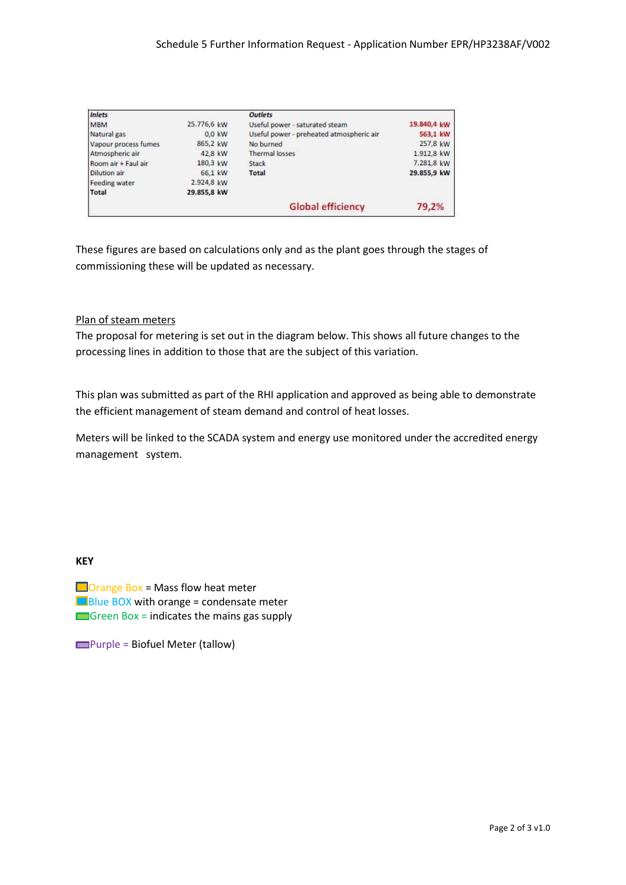| Inlets | | Outlets | |
|---|---|---|---|
| MBM | 25.776,6 kW | Useful power - saturated steam | 19.840,4 kW |
| Natural gas | 0,0 kW | Useful power - preheated atmospheric air | 563,1 kW |
| Vapour process fumes | 865,2 kW | No burned | 257,8 kW |
| Atmospheric air | 42,8 kW | Thermal losses | 1.912,8 kW |
| Room air + Faul air | 180,3 kW | Stack | 7.281,8 kW |
| Dilution air | 66,1 kW | **Total** | **29.855,9 kW** |
| Feeding water | 2.924,8 kW | | |
| **Total** | **29.855,8 kW** | | |
| | | **Global efficiency** | **79,2%** |

These figures are based on calculations only and as the plant goes through the stages of commissioning these will be updated as necessary.

<u>Plan of steam meters</u>

The proposal for metering is set out in the diagram below. This shows all future changes to the processing lines in addition to those that are the subject of this variation.

This plan was submitted as part of the RHI application and approved as being able to demonstrate the efficient management of steam demand and control of heat losses.

Meters will be linked to the SCADA system and energy use monitored under the accredited energy management system.

**KEY**

Orange Box = Mass flow heat meter
Blue BOX with orange = condensate meter
Green Box = indicates the mains gas supply

Purple = Biofuel Meter (tallow)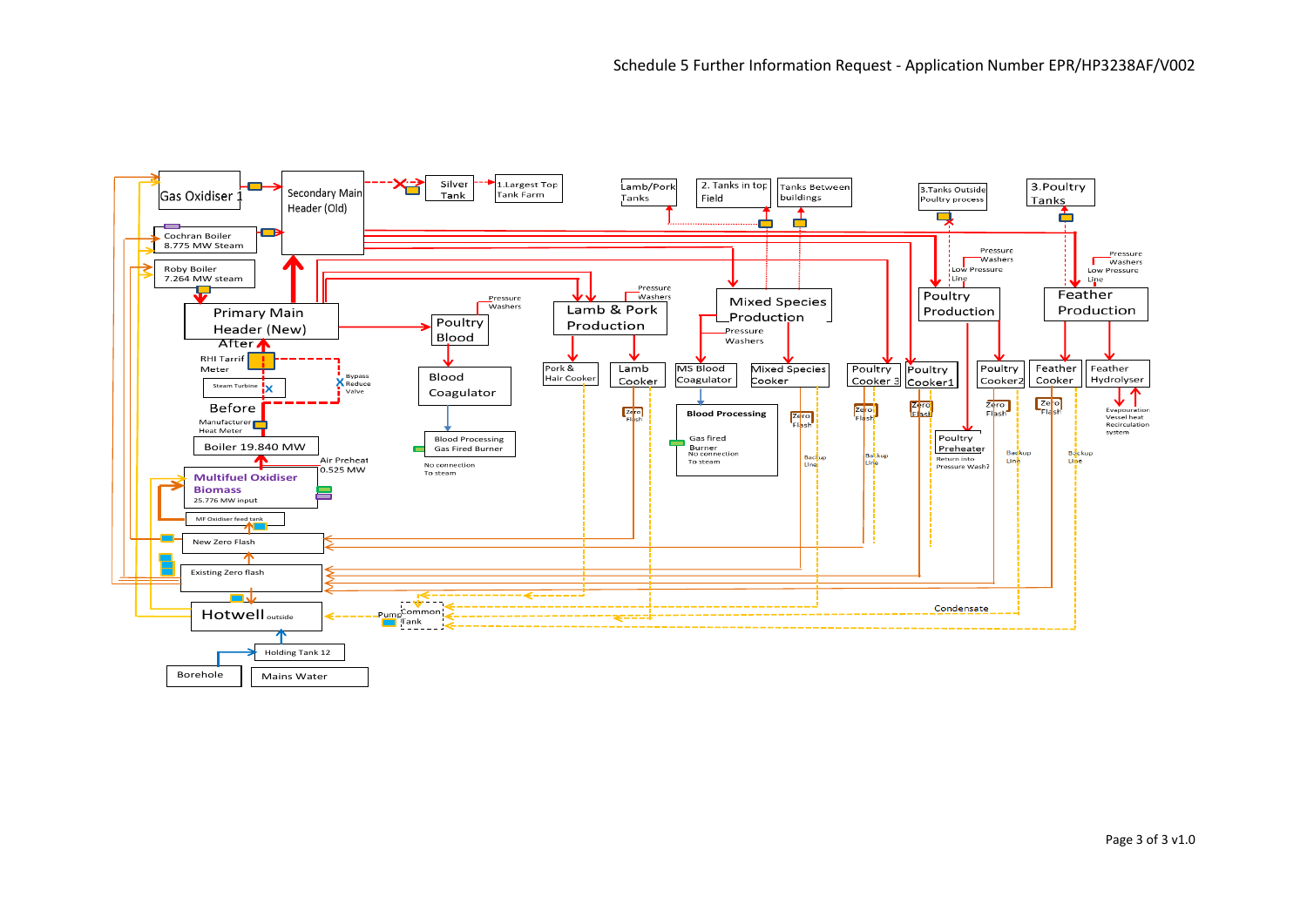Schedule 5 Further Information Request - Application Number EPR/HP3238AF/V002

Gas Oxidiser 1

Secondary Main Header (Old)

Silver Tank

1.Largest Top Tank Farm

Lamb/Pork Tanks

2. Tanks in top Field

Tanks Between buildings

3.Tanks Outside Poultry process

3.Poultry Tanks

Cochran Boiler 8.775 MW Steam

Roby Boiler 7.264 MW steam

Primary Main Header (New)

After

RHI Tarrif Meter

Steam Turbine

Bypass Reduce Valve

Before

Manufacturer Heat Meter

Boiler 19.840 MW

Air Preheat 0.525 MW

Multifuel Oxidiser Biomass 25.776 MW input

MF Oxidiser feed tank

New Zero Flash

Existing Zero flash

Hotwell outside

Holding Tank 12

Borehole

Mains Water

Pump

Common Tank

Poultry Blood

Pressure Washers

Blood Coagulator

Blood Processing Gas Fired Burner

No connection To steam

Lamb & Pork Production

Pressure Washers

Pork & Hair Cooker

Lamb Cooker

Zero Flash

Mixed Species Production

Pressure Washers

MS Blood Coagulator

Mixed Species Cooker

Blood Processing

Gas fired Burner No connection To steam

Zero Flash

Backup Line

Poultry Cooker 3

Zero Flash

Backup Line

Poultry Production

Pressure Washers

Low Pressure Line

Poultry Cooker1

Zero Flash

Poultry Preheater

Return into Pressure Wash?

Poultry Cooker2

Zero Flash

Backup Line

Feather Production

Pressure Washers

Low Pressure Line

Feather Cooker

Zero Flash

Backup Line

Feather Hydrolyser

Evapouration Vessel heat Recirculation system

Condensate